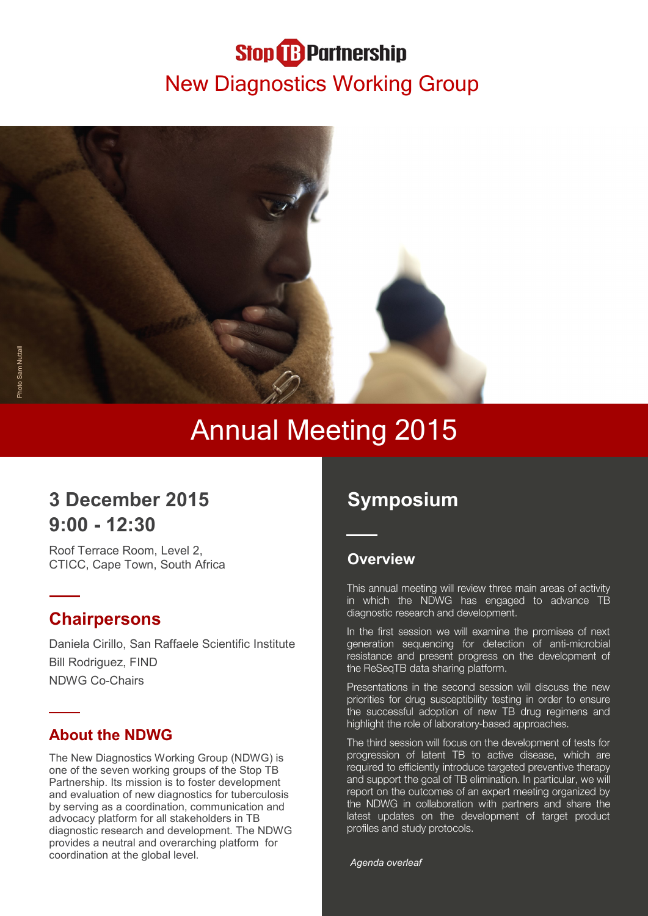Stop TB Partnership

# New Diagnostics Working Group

Photo Sam Nuttall

# Annual Meeting 2015

## 3 December 2015
## 9:00 - 12:30

Roof Terrace Room, Level 2,
CTICC, Cape Town, South Africa

## Chairpersons

Daniela Cirillo, San Raffaele Scientific Institute
Bill Rodriguez, FIND
NDWG Co-Chairs

### About the NDWG

The New Diagnostics Working Group (NDWG) is one of the seven working groups of the Stop TB Partnership. Its mission is to foster development and evaluation of new diagnostics for tuberculosis by serving as a coordination, communication and advocacy platform for all stakeholders in TB diagnostic research and development. The NDWG provides a neutral and overarching platform for coordination at the global level.

## Symposium

### Overview

This annual meeting will review three main areas of activity in which the NDWG has engaged to advance TB diagnostic research and development.

In the first session we will examine the promises of next generation sequencing for detection of anti-microbial resistance and present progress on the development of the ReSeqTB data sharing platform.

Presentations in the second session will discuss the new priorities for drug susceptibility testing in order to ensure the successful adoption of new TB drug regimens and highlight the role of laboratory-based approaches.

The third session will focus on the development of tests for progression of latent TB to active disease, which are required to efficiently introduce targeted preventive therapy and support the goal of TB elimination. In particular, we will report on the outcomes of an expert meeting organized by the NDWG in collaboration with partners and share the latest updates on the development of target product profiles and study protocols.

*Agenda overleaf*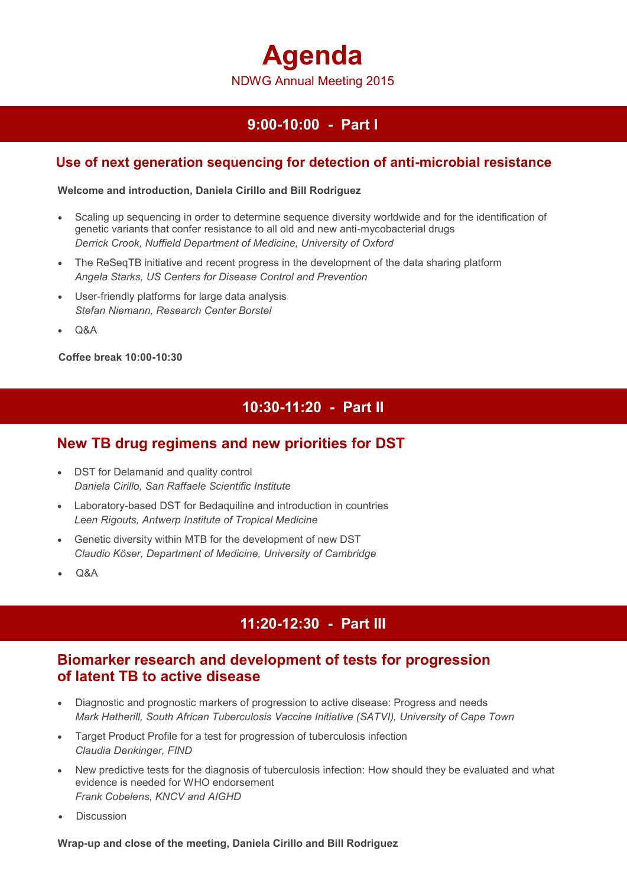# Agenda

NDWG Annual Meeting 2015

## 9:00-10:00 - Part I

### Use of next generation sequencing for detection of anti-microbial resistance

**Welcome and introduction, Daniela Cirillo and Bill Rodriguez**

- Scaling up sequencing in order to determine sequence diversity worldwide and for the identification of genetic variants that confer resistance to all old and new anti-mycobacterial drugs
  *Derrick Crook, Nuffield Department of Medicine, University of Oxford*
- The ReSeqTB initiative and recent progress in the development of the data sharing platform
  *Angela Starks, US Centers for Disease Control and Prevention*
- User-friendly platforms for large data analysis
  *Stefan Niemann, Research Center Borstel*
- Q&A

**Coffee break 10:00-10:30**

## 10:30-11:20 - Part II

### New TB drug regimens and new priorities for DST

- DST for Delamanid and quality control
  *Daniela Cirillo, San Raffaele Scientific Institute*
- Laboratory-based DST for Bedaquiline and introduction in countries
  *Leen Rigouts, Antwerp Institute of Tropical Medicine*
- Genetic diversity within MTB for the development of new DST
  *Claudio Köser, Department of Medicine, University of Cambridge*
- Q&A

## 11:20-12:30 - Part III

### Biomarker research and development of tests for progression of latent TB to active disease

- Diagnostic and prognostic markers of progression to active disease: Progress and needs
  *Mark Hatherill, South African Tuberculosis Vaccine Initiative (SATVI), University of Cape Town*
- Target Product Profile for a test for progression of tuberculosis infection
  *Claudia Denkinger, FIND*
- New predictive tests for the diagnosis of tuberculosis infection: How should they be evaluated and what evidence is needed for WHO endorsement
  *Frank Cobelens, KNCV and AIGHD*
- Discussion

**Wrap-up and close of the meeting, Daniela Cirillo and Bill Rodriguez**